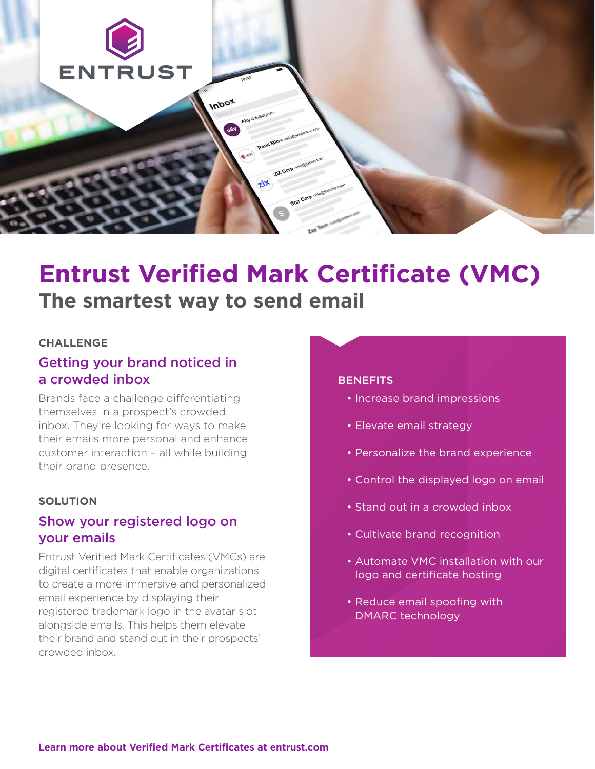ENTRUST

# Entrust Verified Mark Certificate (VMC)

## The smartest way to send email

**CHALLENGE**

### Getting your brand noticed in a crowded inbox

Brands face a challenge differentiating themselves in a prospect's crowded inbox. They're looking for ways to make their emails more personal and enhance customer interaction – all while building their brand presence.

**SOLUTION**

### Show your registered logo on your emails

Entrust Verified Mark Certificates (VMCs) are digital certificates that enable organizations to create a more immersive and personalized email experience by displaying their registered trademark logo in the avatar slot alongside emails. This helps them elevate their brand and stand out in their prospects' crowded inbox.

**BENEFITS**

- Increase brand impressions
- Elevate email strategy
- Personalize the brand experience
- Control the displayed logo on email
- Stand out in a crowded inbox
- Cultivate brand recognition
- Automate VMC installation with our logo and certificate hosting
- Reduce email spoofing with DMARC technology

**Learn more about Verified Mark Certificates at entrust.com**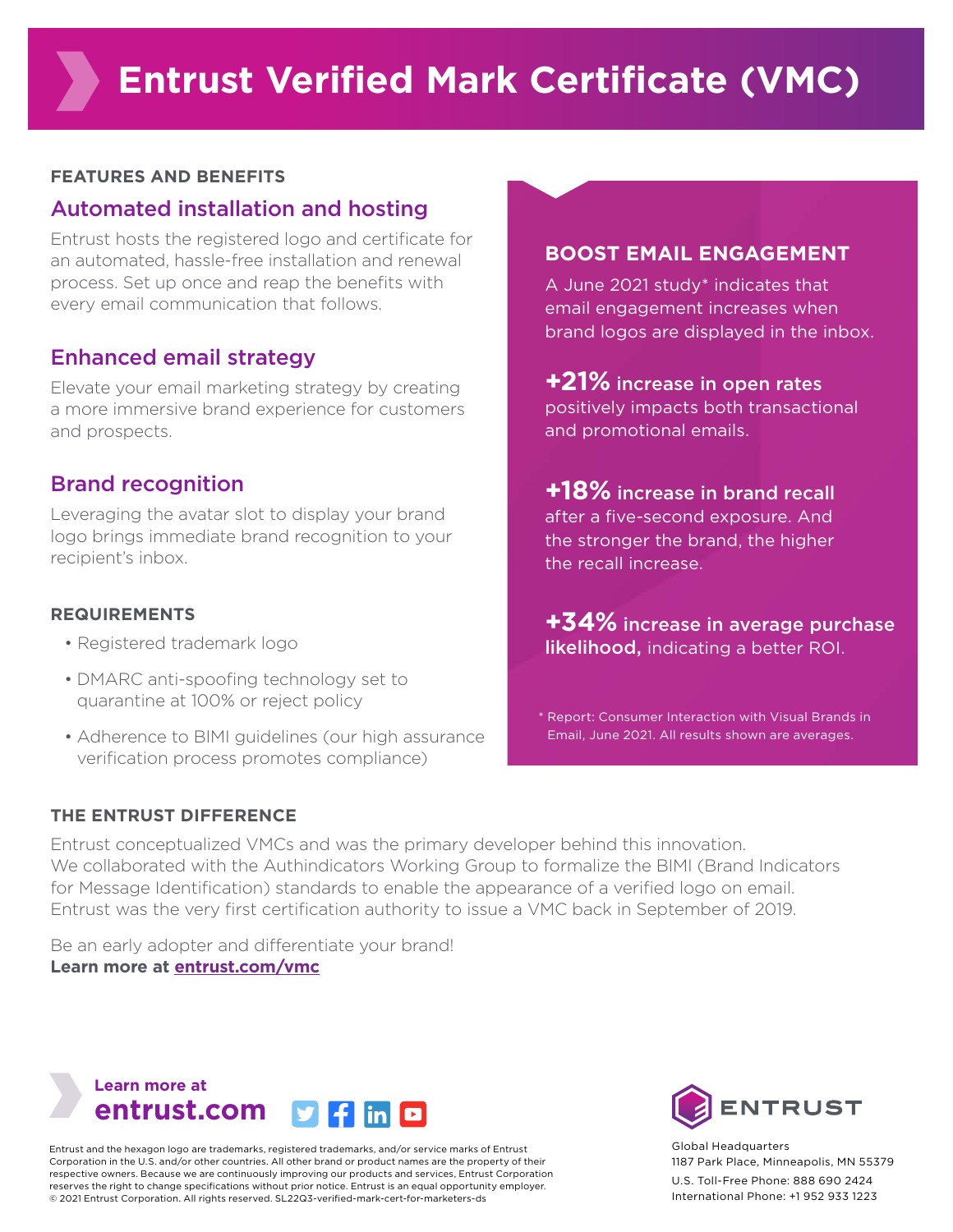# Entrust Verified Mark Certificate (VMC)

## FEATURES AND BENEFITS

### Automated installation and hosting

Entrust hosts the registered logo and certificate for an automated, hassle-free installation and renewal process. Set up once and reap the benefits with every email communication that follows.

### Enhanced email strategy

Elevate your email marketing strategy by creating a more immersive brand experience for customers and prospects.

### Brand recognition

Leveraging the avatar slot to display your brand logo brings immediate brand recognition to your recipient's inbox.

## REQUIREMENTS

- Registered trademark logo
- DMARC anti-spoofing technology set to quarantine at 100% or reject policy
- Adherence to BIMI guidelines (our high assurance verification process promotes compliance)

## BOOST EMAIL ENGAGEMENT

A June 2021 study* indicates that email engagement increases when brand logos are displayed in the inbox.

**+21% increase in open rates** positively impacts both transactional and promotional emails.

**+18% increase in brand recall** after a five-second exposure. And the stronger the brand, the higher the recall increase.

**+34% increase in average purchase likelihood,** indicating a better ROI.

* Report: Consumer Interaction with Visual Brands in Email, June 2021. All results shown are averages.

## THE ENTRUST DIFFERENCE

Entrust conceptualized VMCs and was the primary developer behind this innovation. We collaborated with the Authindicators Working Group to formalize the BIMI (Brand Indicators for Message Identification) standards to enable the appearance of a verified logo on email. Entrust was the very first certification authority to issue a VMC back in September of 2019.

Be an early adopter and differentiate your brand!
**Learn more at entrust.com/vmc**

Learn more at
**entrust.com**

ENTRUST

Global Headquarters
1187 Park Place, Minneapolis, MN 55379
U.S. Toll-Free Phone: 888 690 2424
International Phone: +1 952 933 1223

Entrust and the hexagon logo are trademarks, registered trademarks, and/or service marks of Entrust Corporation in the U.S. and/or other countries. All other brand or product names are the property of their respective owners. Because we are continuously improving our products and services, Entrust Corporation reserves the right to change specifications without prior notice. Entrust is an equal opportunity employer. © 2021 Entrust Corporation. All rights reserved. SL22Q3-verified-mark-cert-for-marketers-ds